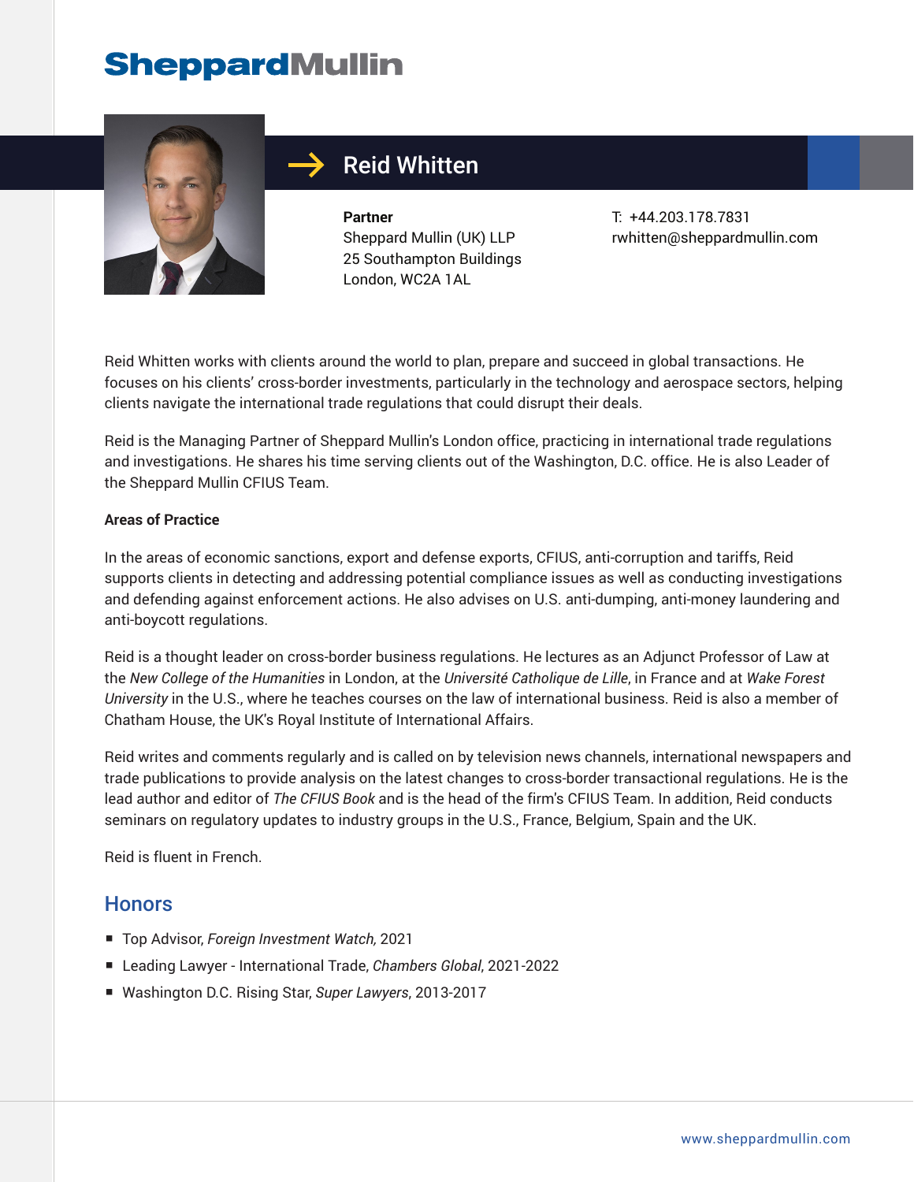# Reid Whitten

**Partner**
Sheppard Mullin (UK) LLP
25 Southampton Buildings
London, WC2A 1AL

T: +44.203.178.7831
rwhitten@sheppardmullin.com

Reid Whitten works with clients around the world to plan, prepare and succeed in global transactions. He focuses on his clients' cross-border investments, particularly in the technology and aerospace sectors, helping clients navigate the international trade regulations that could disrupt their deals.

Reid is the Managing Partner of Sheppard Mullin's London office, practicing in international trade regulations and investigations. He shares his time serving clients out of the Washington, D.C. office. He is also Leader of the Sheppard Mullin CFIUS Team.

**Areas of Practice**

In the areas of economic sanctions, export and defense exports, CFIUS, anti-corruption and tariffs, Reid supports clients in detecting and addressing potential compliance issues as well as conducting investigations and defending against enforcement actions. He also advises on U.S. anti-dumping, anti-money laundering and anti-boycott regulations.

Reid is a thought leader on cross-border business regulations. He lectures as an Adjunct Professor of Law at the *New College of the Humanities* in London, at the *Université Catholique de Lille*, in France and at *Wake Forest University* in the U.S., where he teaches courses on the law of international business. Reid is also a member of Chatham House, the UK's Royal Institute of International Affairs.

Reid writes and comments regularly and is called on by television news channels, international newspapers and trade publications to provide analysis on the latest changes to cross-border transactional regulations. He is the lead author and editor of *The CFIUS Book* and is the head of the firm's CFIUS Team. In addition, Reid conducts seminars on regulatory updates to industry groups in the U.S., France, Belgium, Spain and the UK.

Reid is fluent in French.

## Honors

- Top Advisor, *Foreign Investment Watch,* 2021
- Leading Lawyer - International Trade, *Chambers Global*, 2021-2022
- Washington D.C. Rising Star, *Super Lawyers*, 2013-2017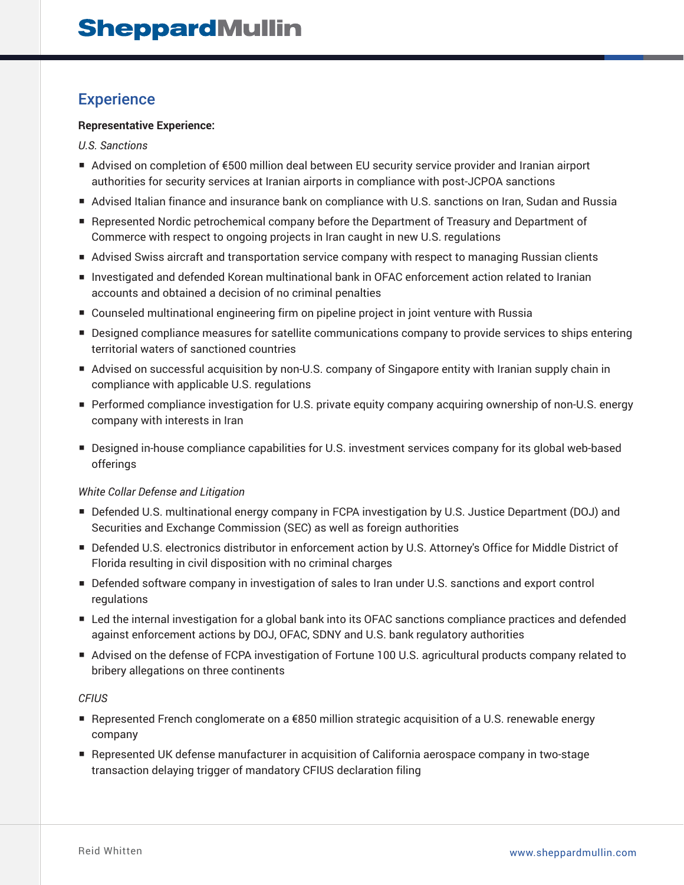## Experience

**Representative Experience:**

*U.S. Sanctions*

- Advised on completion of €500 million deal between EU security service provider and Iranian airport authorities for security services at Iranian airports in compliance with post-JCPOA sanctions
- Advised Italian finance and insurance bank on compliance with U.S. sanctions on Iran, Sudan and Russia
- Represented Nordic petrochemical company before the Department of Treasury and Department of Commerce with respect to ongoing projects in Iran caught in new U.S. regulations
- Advised Swiss aircraft and transportation service company with respect to managing Russian clients
- Investigated and defended Korean multinational bank in OFAC enforcement action related to Iranian accounts and obtained a decision of no criminal penalties
- Counseled multinational engineering firm on pipeline project in joint venture with Russia
- Designed compliance measures for satellite communications company to provide services to ships entering territorial waters of sanctioned countries
- Advised on successful acquisition by non-U.S. company of Singapore entity with Iranian supply chain in compliance with applicable U.S. regulations
- Performed compliance investigation for U.S. private equity company acquiring ownership of non-U.S. energy company with interests in Iran
- Designed in-house compliance capabilities for U.S. investment services company for its global web-based offerings

*White Collar Defense and Litigation*

- Defended U.S. multinational energy company in FCPA investigation by U.S. Justice Department (DOJ) and Securities and Exchange Commission (SEC) as well as foreign authorities
- Defended U.S. electronics distributor in enforcement action by U.S. Attorney's Office for Middle District of Florida resulting in civil disposition with no criminal charges
- Defended software company in investigation of sales to Iran under U.S. sanctions and export control regulations
- Led the internal investigation for a global bank into its OFAC sanctions compliance practices and defended against enforcement actions by DOJ, OFAC, SDNY and U.S. bank regulatory authorities
- Advised on the defense of FCPA investigation of Fortune 100 U.S. agricultural products company related to bribery allegations on three continents

*CFIUS*

- Represented French conglomerate on a €850 million strategic acquisition of a U.S. renewable energy company
- Represented UK defense manufacturer in acquisition of California aerospace company in two-stage transaction delaying trigger of mandatory CFIUS declaration filing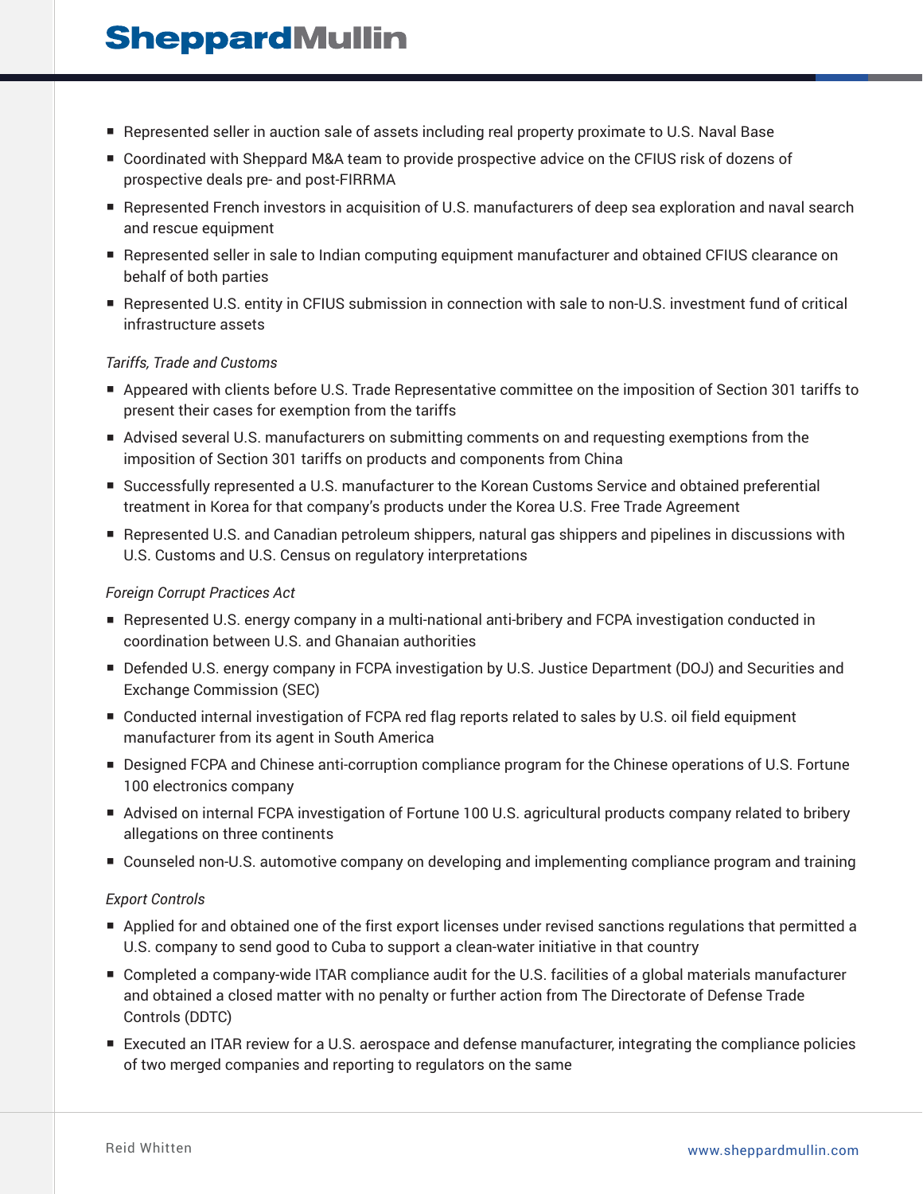- Represented seller in auction sale of assets including real property proximate to U.S. Naval Base
- Coordinated with Sheppard M&A team to provide prospective advice on the CFIUS risk of dozens of prospective deals pre- and post-FIRRMA
- Represented French investors in acquisition of U.S. manufacturers of deep sea exploration and naval search and rescue equipment
- Represented seller in sale to Indian computing equipment manufacturer and obtained CFIUS clearance on behalf of both parties
- Represented U.S. entity in CFIUS submission in connection with sale to non-U.S. investment fund of critical infrastructure assets

*Tariffs, Trade and Customs*

- Appeared with clients before U.S. Trade Representative committee on the imposition of Section 301 tariffs to present their cases for exemption from the tariffs
- Advised several U.S. manufacturers on submitting comments on and requesting exemptions from the imposition of Section 301 tariffs on products and components from China
- Successfully represented a U.S. manufacturer to the Korean Customs Service and obtained preferential treatment in Korea for that company's products under the Korea U.S. Free Trade Agreement
- Represented U.S. and Canadian petroleum shippers, natural gas shippers and pipelines in discussions with U.S. Customs and U.S. Census on regulatory interpretations

*Foreign Corrupt Practices Act*

- Represented U.S. energy company in a multi-national anti-bribery and FCPA investigation conducted in coordination between U.S. and Ghanaian authorities
- Defended U.S. energy company in FCPA investigation by U.S. Justice Department (DOJ) and Securities and Exchange Commission (SEC)
- Conducted internal investigation of FCPA red flag reports related to sales by U.S. oil field equipment manufacturer from its agent in South America
- Designed FCPA and Chinese anti-corruption compliance program for the Chinese operations of U.S. Fortune 100 electronics company
- Advised on internal FCPA investigation of Fortune 100 U.S. agricultural products company related to bribery allegations on three continents
- Counseled non-U.S. automotive company on developing and implementing compliance program and training

*Export Controls*

- Applied for and obtained one of the first export licenses under revised sanctions regulations that permitted a U.S. company to send good to Cuba to support a clean-water initiative in that country
- Completed a company-wide ITAR compliance audit for the U.S. facilities of a global materials manufacturer and obtained a closed matter with no penalty or further action from The Directorate of Defense Trade Controls (DDTC)
- Executed an ITAR review for a U.S. aerospace and defense manufacturer, integrating the compliance policies of two merged companies and reporting to regulators on the same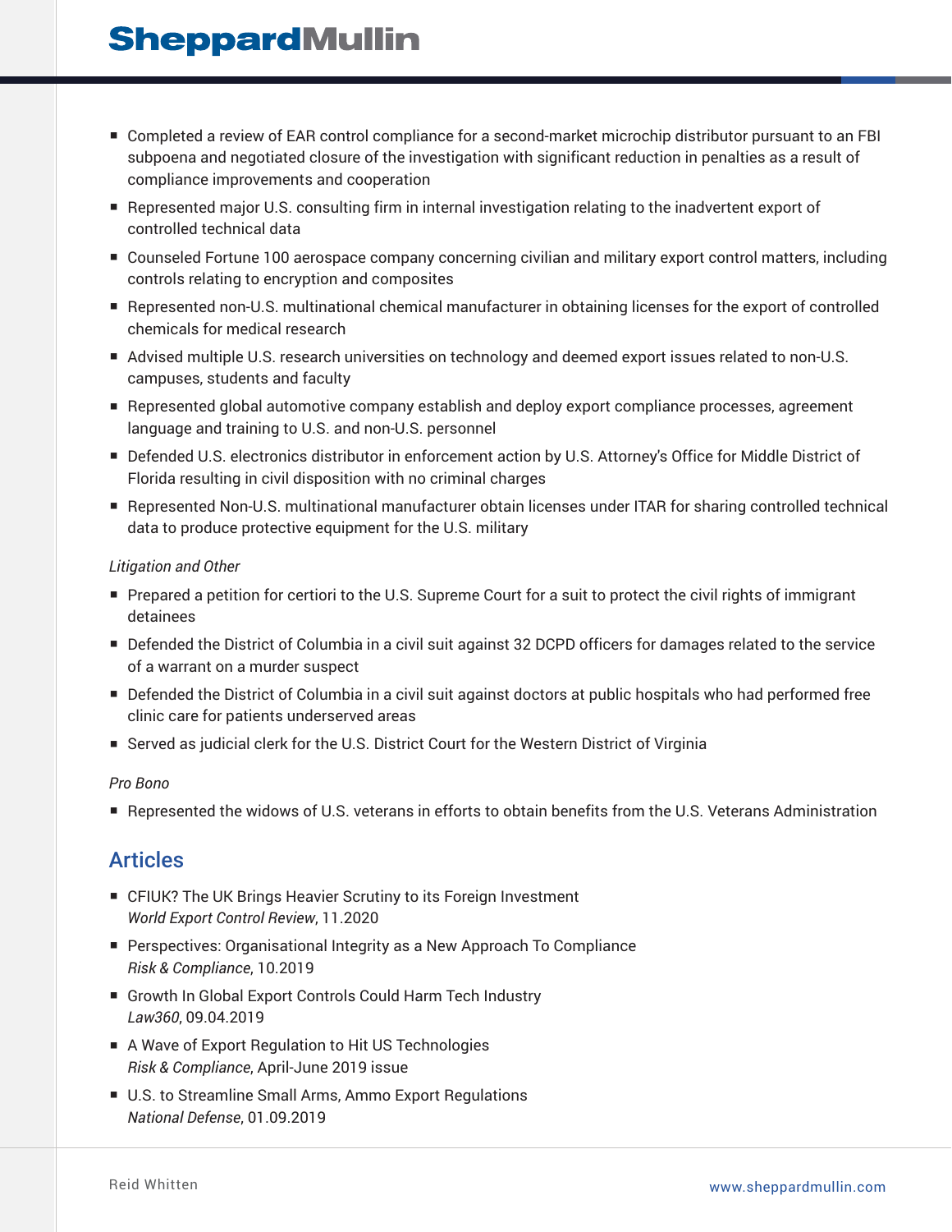- Completed a review of EAR control compliance for a second-market microchip distributor pursuant to an FBI subpoena and negotiated closure of the investigation with significant reduction in penalties as a result of compliance improvements and cooperation
- Represented major U.S. consulting firm in internal investigation relating to the inadvertent export of controlled technical data
- Counseled Fortune 100 aerospace company concerning civilian and military export control matters, including controls relating to encryption and composites
- Represented non-U.S. multinational chemical manufacturer in obtaining licenses for the export of controlled chemicals for medical research
- Advised multiple U.S. research universities on technology and deemed export issues related to non-U.S. campuses, students and faculty
- Represented global automotive company establish and deploy export compliance processes, agreement language and training to U.S. and non-U.S. personnel
- Defended U.S. electronics distributor in enforcement action by U.S. Attorney's Office for Middle District of Florida resulting in civil disposition with no criminal charges
- Represented Non-U.S. multinational manufacturer obtain licenses under ITAR for sharing controlled technical data to produce protective equipment for the U.S. military

*Litigation and Other*

- Prepared a petition for certiori to the U.S. Supreme Court for a suit to protect the civil rights of immigrant detainees
- Defended the District of Columbia in a civil suit against 32 DCPD officers for damages related to the service of a warrant on a murder suspect
- Defended the District of Columbia in a civil suit against doctors at public hospitals who had performed free clinic care for patients underserved areas
- Served as judicial clerk for the U.S. District Court for the Western District of Virginia

*Pro Bono*

- Represented the widows of U.S. veterans in efforts to obtain benefits from the U.S. Veterans Administration

## Articles

- CFIUK? The UK Brings Heavier Scrutiny to its Foreign Investment
  *World Export Control Review*, 11.2020
- Perspectives: Organisational Integrity as a New Approach To Compliance
  *Risk & Compliance*, 10.2019
- Growth In Global Export Controls Could Harm Tech Industry
  *Law360*, 09.04.2019
- A Wave of Export Regulation to Hit US Technologies
  *Risk & Compliance*, April-June 2019 issue
- U.S. to Streamline Small Arms, Ammo Export Regulations
  *National Defense*, 01.09.2019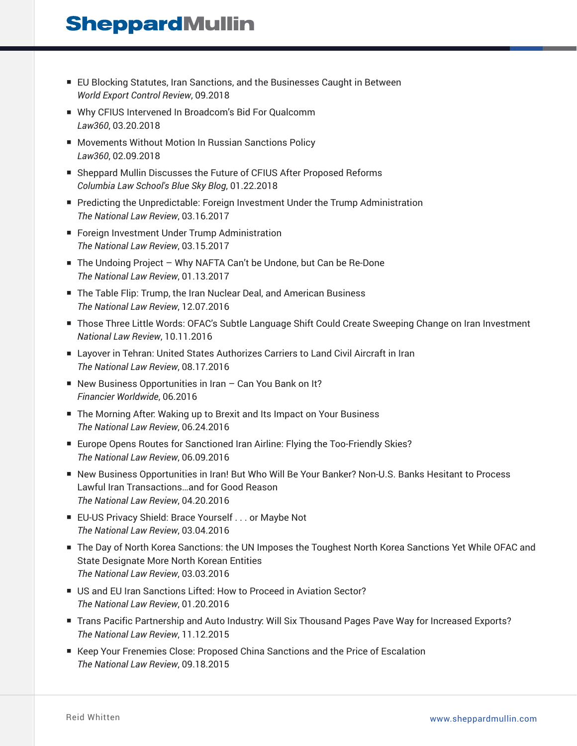- EU Blocking Statutes, Iran Sanctions, and the Businesses Caught in Between
  *World Export Control Review*, 09.2018
- Why CFIUS Intervened In Broadcom's Bid For Qualcomm
  *Law360*, 03.20.2018
- Movements Without Motion In Russian Sanctions Policy
  *Law360*, 02.09.2018
- Sheppard Mullin Discusses the Future of CFIUS After Proposed Reforms
  *Columbia Law School's Blue Sky Blog*, 01.22.2018
- Predicting the Unpredictable: Foreign Investment Under the Trump Administration
  *The National Law Review*, 03.16.2017
- Foreign Investment Under Trump Administration
  *The National Law Review*, 03.15.2017
- The Undoing Project – Why NAFTA Can't be Undone, but Can be Re-Done
  *The National Law Review*, 01.13.2017
- The Table Flip: Trump, the Iran Nuclear Deal, and American Business
  *The National Law Review*, 12.07.2016
- Those Three Little Words: OFAC's Subtle Language Shift Could Create Sweeping Change on Iran Investment
  *National Law Review*, 10.11.2016
- Layover in Tehran: United States Authorizes Carriers to Land Civil Aircraft in Iran
  *The National Law Review*, 08.17.2016
- New Business Opportunities in Iran – Can You Bank on It?
  *Financier Worldwide*, 06.2016
- The Morning After: Waking up to Brexit and Its Impact on Your Business
  *The National Law Review*, 06.24.2016
- Europe Opens Routes for Sanctioned Iran Airline: Flying the Too-Friendly Skies?
  *The National Law Review*, 06.09.2016
- New Business Opportunities in Iran! But Who Will Be Your Banker? Non-U.S. Banks Hesitant to Process Lawful Iran Transactions…and for Good Reason
  *The National Law Review*, 04.20.2016
- EU-US Privacy Shield: Brace Yourself . . . or Maybe Not
  *The National Law Review*, 03.04.2016
- The Day of North Korea Sanctions: the UN Imposes the Toughest North Korea Sanctions Yet While OFAC and State Designate More North Korean Entities
  *The National Law Review*, 03.03.2016
- US and EU Iran Sanctions Lifted: How to Proceed in Aviation Sector?
  *The National Law Review*, 01.20.2016
- Trans Pacific Partnership and Auto Industry: Will Six Thousand Pages Pave Way for Increased Exports?
  *The National Law Review*, 11.12.2015
- Keep Your Frenemies Close: Proposed China Sanctions and the Price of Escalation
  *The National Law Review*, 09.18.2015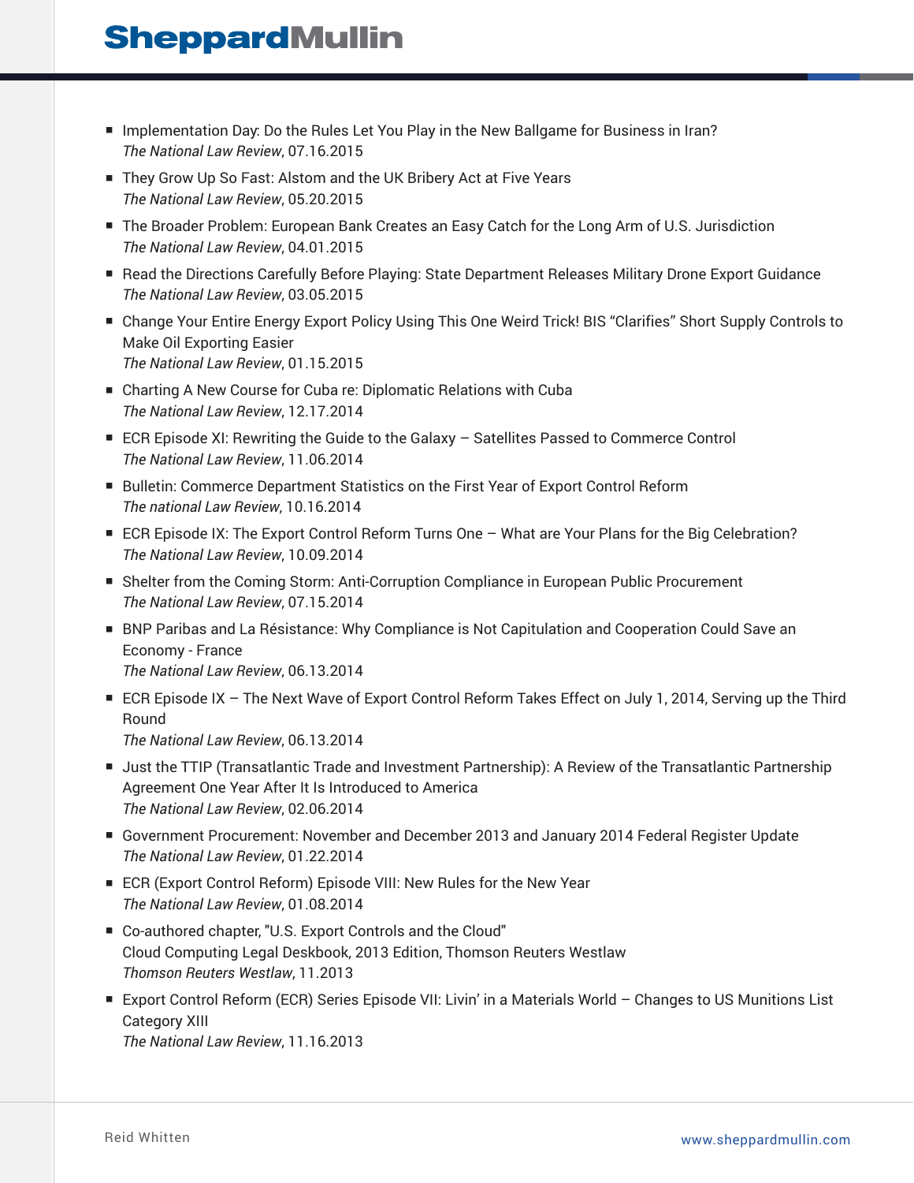- Implementation Day: Do the Rules Let You Play in the New Ballgame for Business in Iran?
  *The National Law Review*, 07.16.2015
- They Grow Up So Fast: Alstom and the UK Bribery Act at Five Years
  *The National Law Review*, 05.20.2015
- The Broader Problem: European Bank Creates an Easy Catch for the Long Arm of U.S. Jurisdiction
  *The National Law Review*, 04.01.2015
- Read the Directions Carefully Before Playing: State Department Releases Military Drone Export Guidance
  *The National Law Review*, 03.05.2015
- Change Your Entire Energy Export Policy Using This One Weird Trick! BIS "Clarifies" Short Supply Controls to Make Oil Exporting Easier
  *The National Law Review*, 01.15.2015
- Charting A New Course for Cuba re: Diplomatic Relations with Cuba
  *The National Law Review*, 12.17.2014
- ECR Episode XI: Rewriting the Guide to the Galaxy – Satellites Passed to Commerce Control
  *The National Law Review*, 11.06.2014
- Bulletin: Commerce Department Statistics on the First Year of Export Control Reform
  *The national Law Review*, 10.16.2014
- ECR Episode IX: The Export Control Reform Turns One – What are Your Plans for the Big Celebration?
  *The National Law Review*, 10.09.2014
- Shelter from the Coming Storm: Anti-Corruption Compliance in European Public Procurement
  *The National Law Review*, 07.15.2014
- BNP Paribas and La Résistance: Why Compliance is Not Capitulation and Cooperation Could Save an Economy - France
  *The National Law Review*, 06.13.2014
- ECR Episode IX – The Next Wave of Export Control Reform Takes Effect on July 1, 2014, Serving up the Third Round
  *The National Law Review*, 06.13.2014
- Just the TTIP (Transatlantic Trade and Investment Partnership): A Review of the Transatlantic Partnership Agreement One Year After It Is Introduced to America
  *The National Law Review*, 02.06.2014
- Government Procurement: November and December 2013 and January 2014 Federal Register Update
  *The National Law Review*, 01.22.2014
- ECR (Export Control Reform) Episode VIII: New Rules for the New Year
  *The National Law Review*, 01.08.2014
- Co-authored chapter, "U.S. Export Controls and the Cloud"
  Cloud Computing Legal Deskbook, 2013 Edition, Thomson Reuters Westlaw
  *Thomson Reuters Westlaw*, 11.2013
- Export Control Reform (ECR) Series Episode VII: Livin' in a Materials World – Changes to US Munitions List Category XIII
  *The National Law Review*, 11.16.2013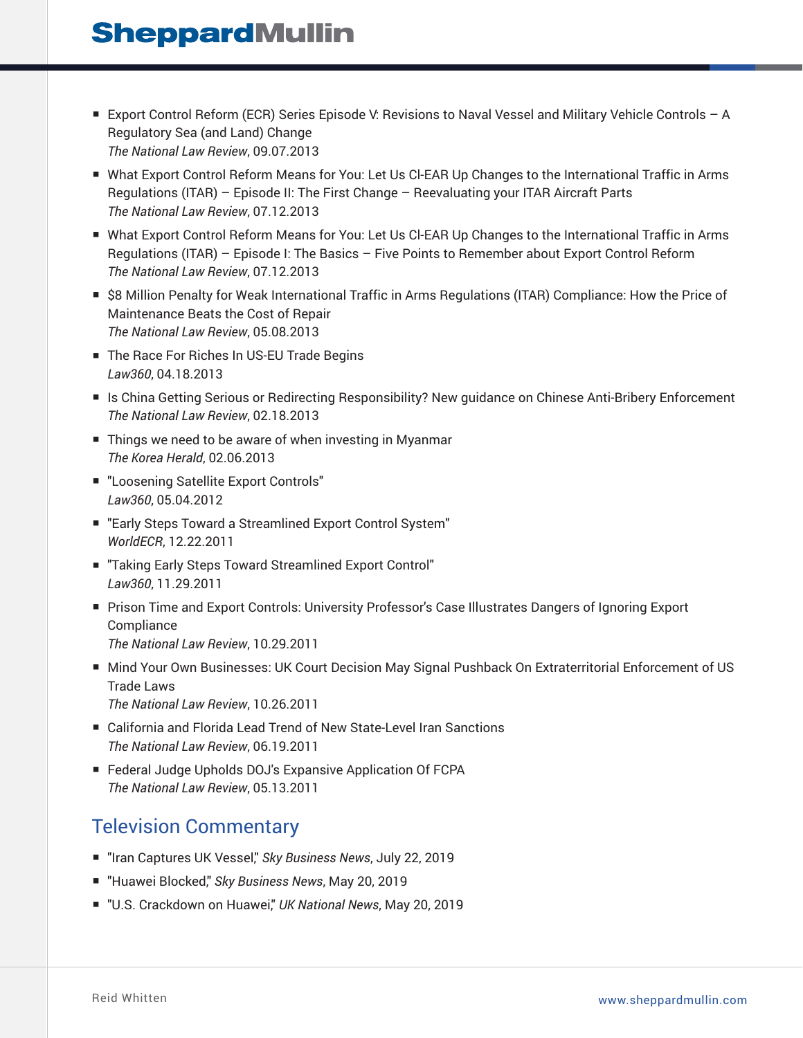- Export Control Reform (ECR) Series Episode V: Revisions to Naval Vessel and Military Vehicle Controls – A Regulatory Sea (and Land) Change
  *The National Law Review*, 09.07.2013
- What Export Control Reform Means for You: Let Us Cl-EAR Up Changes to the International Traffic in Arms Regulations (ITAR) – Episode II: The First Change – Reevaluating your ITAR Aircraft Parts
  *The National Law Review*, 07.12.2013
- What Export Control Reform Means for You: Let Us Cl-EAR Up Changes to the International Traffic in Arms Regulations (ITAR) – Episode I: The Basics – Five Points to Remember about Export Control Reform
  *The National Law Review*, 07.12.2013
- $8 Million Penalty for Weak International Traffic in Arms Regulations (ITAR) Compliance: How the Price of Maintenance Beats the Cost of Repair
  *The National Law Review*, 05.08.2013
- The Race For Riches In US-EU Trade Begins
  *Law360*, 04.18.2013
- Is China Getting Serious or Redirecting Responsibility? New guidance on Chinese Anti-Bribery Enforcement
  *The National Law Review*, 02.18.2013
- Things we need to be aware of when investing in Myanmar
  *The Korea Herald*, 02.06.2013
- "Loosening Satellite Export Controls"
  *Law360*, 05.04.2012
- "Early Steps Toward a Streamlined Export Control System"
  *WorldECR*, 12.22.2011
- "Taking Early Steps Toward Streamlined Export Control"
  *Law360*, 11.29.2011
- Prison Time and Export Controls: University Professor's Case Illustrates Dangers of Ignoring Export Compliance
  *The National Law Review*, 10.29.2011
- Mind Your Own Businesses: UK Court Decision May Signal Pushback On Extraterritorial Enforcement of US Trade Laws
  *The National Law Review*, 10.26.2011
- California and Florida Lead Trend of New State-Level Iran Sanctions
  *The National Law Review*, 06.19.2011
- Federal Judge Upholds DOJ's Expansive Application Of FCPA
  *The National Law Review*, 05.13.2011

## Television Commentary

- "Iran Captures UK Vessel," *Sky Business News*, July 22, 2019
- "Huawei Blocked," *Sky Business News*, May 20, 2019
- "U.S. Crackdown on Huawei," *UK National News*, May 20, 2019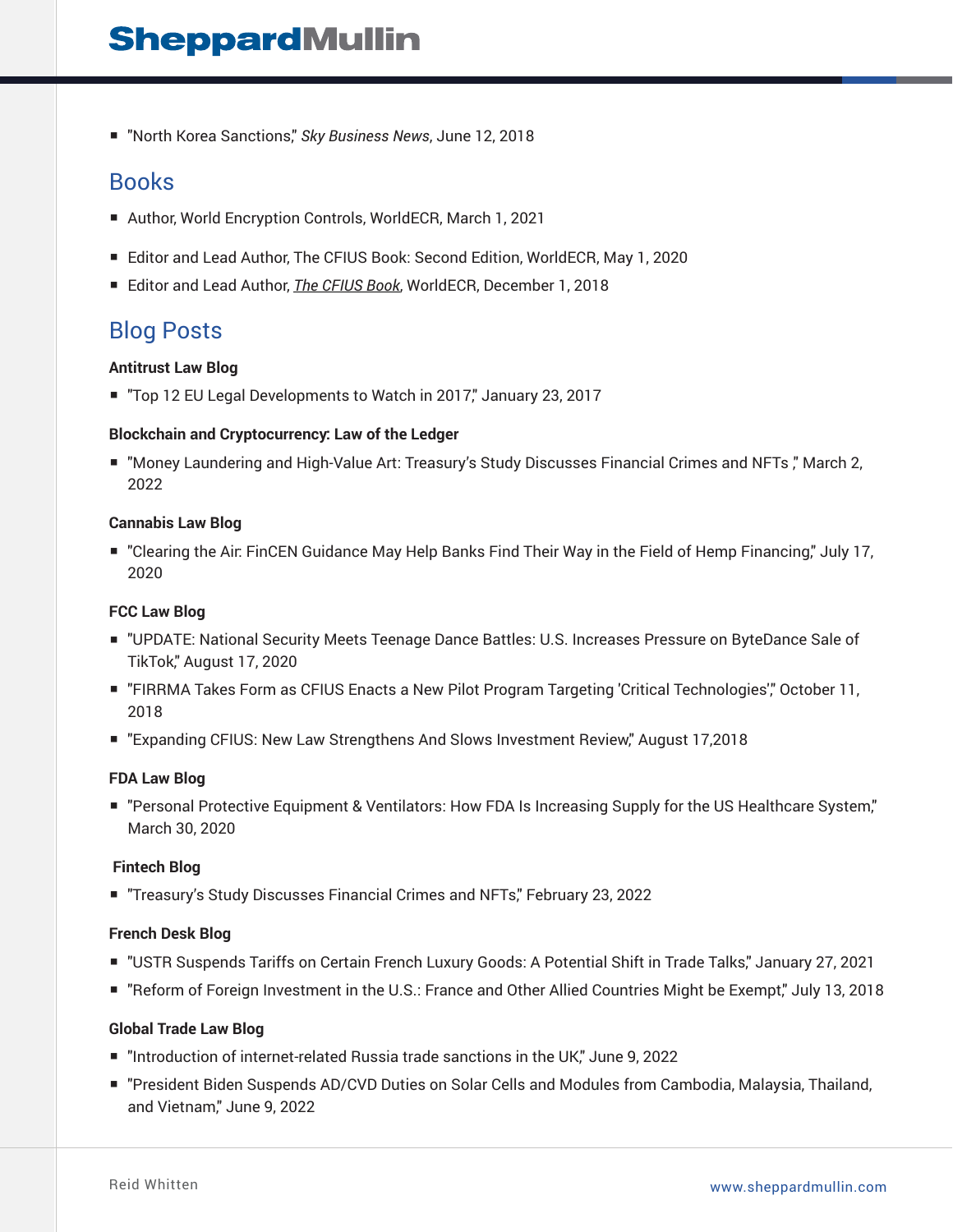- "North Korea Sanctions," *Sky Business News*, June 12, 2018

## Books

- Author, World Encryption Controls, WorldECR, March 1, 2021
- Editor and Lead Author, The CFIUS Book: Second Edition, WorldECR, May 1, 2020
- Editor and Lead Author, *The CFIUS Book*, WorldECR, December 1, 2018

## Blog Posts

**Antitrust Law Blog**

- "Top 12 EU Legal Developments to Watch in 2017," January 23, 2017

**Blockchain and Cryptocurrency: Law of the Ledger**

- "Money Laundering and High-Value Art: Treasury's Study Discusses Financial Crimes and NFTs ," March 2, 2022

**Cannabis Law Blog**

- "Clearing the Air: FinCEN Guidance May Help Banks Find Their Way in the Field of Hemp Financing," July 17, 2020

**FCC Law Blog**

- "UPDATE: National Security Meets Teenage Dance Battles: U.S. Increases Pressure on ByteDance Sale of TikTok," August 17, 2020
- "FIRRMA Takes Form as CFIUS Enacts a New Pilot Program Targeting 'Critical Technologies'," October 11, 2018
- "Expanding CFIUS: New Law Strengthens And Slows Investment Review," August 17,2018

**FDA Law Blog**

- "Personal Protective Equipment & Ventilators: How FDA Is Increasing Supply for the US Healthcare System," March 30, 2020

**Fintech Blog**

- "Treasury's Study Discusses Financial Crimes and NFTs," February 23, 2022

**French Desk Blog**

- "USTR Suspends Tariffs on Certain French Luxury Goods: A Potential Shift in Trade Talks," January 27, 2021
- "Reform of Foreign Investment in the U.S.: France and Other Allied Countries Might be Exempt," July 13, 2018

**Global Trade Law Blog**

- "Introduction of internet-related Russia trade sanctions in the UK," June 9, 2022
- "President Biden Suspends AD/CVD Duties on Solar Cells and Modules from Cambodia, Malaysia, Thailand, and Vietnam," June 9, 2022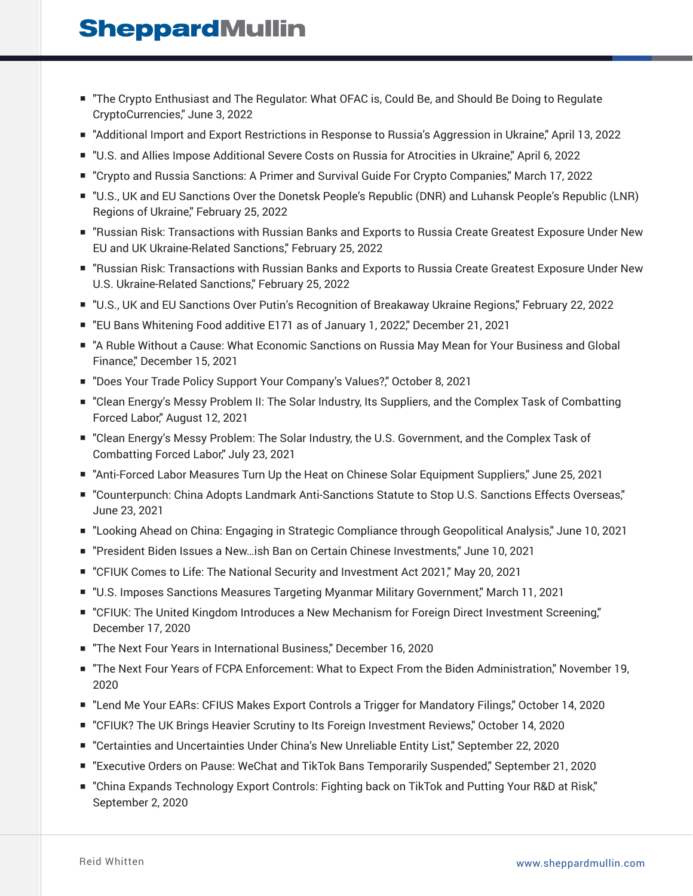- "The Crypto Enthusiast and The Regulator: What OFAC is, Could Be, and Should Be Doing to Regulate CryptoCurrencies," June 3, 2022
- "Additional Import and Export Restrictions in Response to Russia's Aggression in Ukraine," April 13, 2022
- "U.S. and Allies Impose Additional Severe Costs on Russia for Atrocities in Ukraine," April 6, 2022
- "Crypto and Russia Sanctions: A Primer and Survival Guide For Crypto Companies," March 17, 2022
- "U.S., UK and EU Sanctions Over the Donetsk People's Republic (DNR) and Luhansk People's Republic (LNR) Regions of Ukraine," February 25, 2022
- "Russian Risk: Transactions with Russian Banks and Exports to Russia Create Greatest Exposure Under New EU and UK Ukraine-Related Sanctions," February 25, 2022
- "Russian Risk: Transactions with Russian Banks and Exports to Russia Create Greatest Exposure Under New U.S. Ukraine-Related Sanctions," February 25, 2022
- "U.S., UK and EU Sanctions Over Putin's Recognition of Breakaway Ukraine Regions," February 22, 2022
- "EU Bans Whitening Food additive E171 as of January 1, 2022," December 21, 2021
- "A Ruble Without a Cause: What Economic Sanctions on Russia May Mean for Your Business and Global Finance," December 15, 2021
- "Does Your Trade Policy Support Your Company's Values?," October 8, 2021
- "Clean Energy's Messy Problem II: The Solar Industry, Its Suppliers, and the Complex Task of Combatting Forced Labor," August 12, 2021
- "Clean Energy's Messy Problem: The Solar Industry, the U.S. Government, and the Complex Task of Combatting Forced Labor," July 23, 2021
- "Anti-Forced Labor Measures Turn Up the Heat on Chinese Solar Equipment Suppliers," June 25, 2021
- "Counterpunch: China Adopts Landmark Anti-Sanctions Statute to Stop U.S. Sanctions Effects Overseas," June 23, 2021
- "Looking Ahead on China: Engaging in Strategic Compliance through Geopolitical Analysis," June 10, 2021
- "President Biden Issues a New…ish Ban on Certain Chinese Investments," June 10, 2021
- "CFIUK Comes to Life: The National Security and Investment Act 2021," May 20, 2021
- "U.S. Imposes Sanctions Measures Targeting Myanmar Military Government," March 11, 2021
- "CFIUK: The United Kingdom Introduces a New Mechanism for Foreign Direct Investment Screening," December 17, 2020
- "The Next Four Years in International Business," December 16, 2020
- "The Next Four Years of FCPA Enforcement: What to Expect From the Biden Administration," November 19, 2020
- "Lend Me Your EARs: CFIUS Makes Export Controls a Trigger for Mandatory Filings," October 14, 2020
- "CFIUK? The UK Brings Heavier Scrutiny to Its Foreign Investment Reviews," October 14, 2020
- "Certainties and Uncertainties Under China's New Unreliable Entity List," September 22, 2020
- "Executive Orders on Pause: WeChat and TikTok Bans Temporarily Suspended," September 21, 2020
- "China Expands Technology Export Controls: Fighting back on TikTok and Putting Your R&D at Risk," September 2, 2020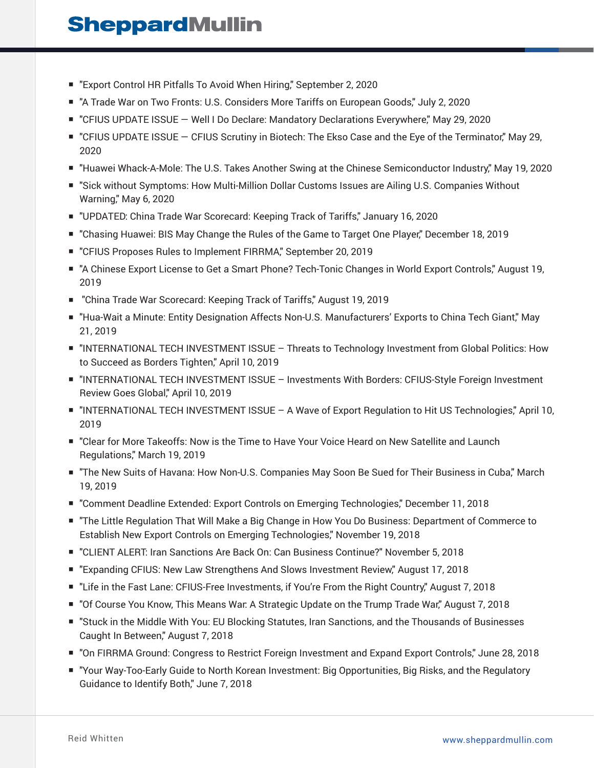- "Export Control HR Pitfalls To Avoid When Hiring," September 2, 2020
- "A Trade War on Two Fronts: U.S. Considers More Tariffs on European Goods," July 2, 2020
- "CFIUS UPDATE ISSUE — Well I Do Declare: Mandatory Declarations Everywhere," May 29, 2020
- "CFIUS UPDATE ISSUE — CFIUS Scrutiny in Biotech: The Ekso Case and the Eye of the Terminator," May 29, 2020
- "Huawei Whack-A-Mole: The U.S. Takes Another Swing at the Chinese Semiconductor Industry," May 19, 2020
- "Sick without Symptoms: How Multi-Million Dollar Customs Issues are Ailing U.S. Companies Without Warning," May 6, 2020
- "UPDATED: China Trade War Scorecard: Keeping Track of Tariffs," January 16, 2020
- "Chasing Huawei: BIS May Change the Rules of the Game to Target One Player," December 18, 2019
- "CFIUS Proposes Rules to Implement FIRRMA," September 20, 2019
- "A Chinese Export License to Get a Smart Phone? Tech-Tonic Changes in World Export Controls," August 19, 2019
- "China Trade War Scorecard: Keeping Track of Tariffs," August 19, 2019
- "Hua-Wait a Minute: Entity Designation Affects Non-U.S. Manufacturers' Exports to China Tech Giant," May 21, 2019
- "INTERNATIONAL TECH INVESTMENT ISSUE – Threats to Technology Investment from Global Politics: How to Succeed as Borders Tighten," April 10, 2019
- "INTERNATIONAL TECH INVESTMENT ISSUE – Investments With Borders: CFIUS-Style Foreign Investment Review Goes Global," April 10, 2019
- "INTERNATIONAL TECH INVESTMENT ISSUE – A Wave of Export Regulation to Hit US Technologies," April 10, 2019
- "Clear for More Takeoffs: Now is the Time to Have Your Voice Heard on New Satellite and Launch Regulations," March 19, 2019
- "The New Suits of Havana: How Non-U.S. Companies May Soon Be Sued for Their Business in Cuba," March 19, 2019
- "Comment Deadline Extended: Export Controls on Emerging Technologies," December 11, 2018
- "The Little Regulation That Will Make a Big Change in How You Do Business: Department of Commerce to Establish New Export Controls on Emerging Technologies," November 19, 2018
- "CLIENT ALERT: Iran Sanctions Are Back On: Can Business Continue?" November 5, 2018
- "Expanding CFIUS: New Law Strengthens And Slows Investment Review," August 17, 2018
- "Life in the Fast Lane: CFIUS-Free Investments, if You're From the Right Country," August 7, 2018
- "Of Course You Know, This Means War: A Strategic Update on the Trump Trade War," August 7, 2018
- "Stuck in the Middle With You: EU Blocking Statutes, Iran Sanctions, and the Thousands of Businesses Caught In Between," August 7, 2018
- "On FIRRMA Ground: Congress to Restrict Foreign Investment and Expand Export Controls," June 28, 2018
- "Your Way-Too-Early Guide to North Korean Investment: Big Opportunities, Big Risks, and the Regulatory Guidance to Identify Both," June 7, 2018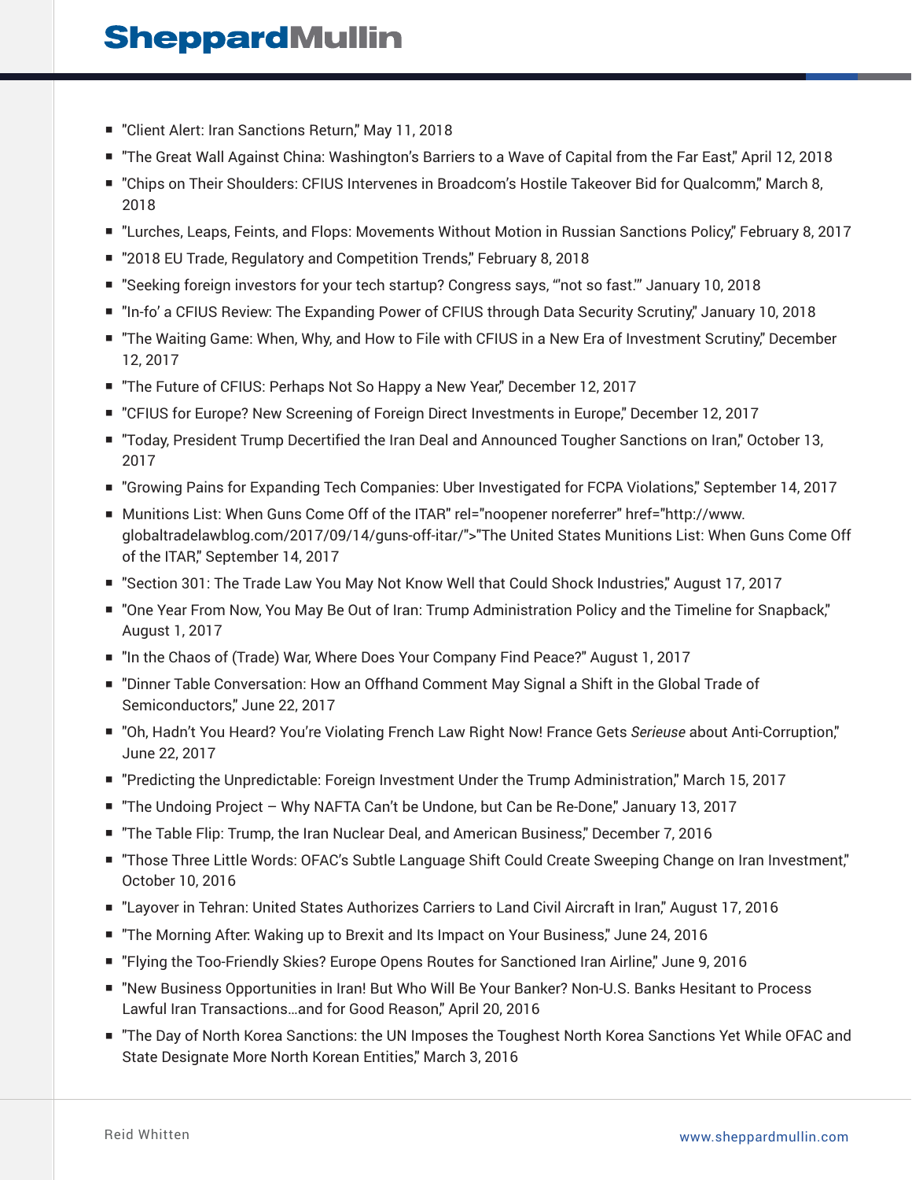- "Client Alert: Iran Sanctions Return," May 11, 2018
- "The Great Wall Against China: Washington's Barriers to a Wave of Capital from the Far East," April 12, 2018
- "Chips on Their Shoulders: CFIUS Intervenes in Broadcom's Hostile Takeover Bid for Qualcomm," March 8, 2018
- "Lurches, Leaps, Feints, and Flops: Movements Without Motion in Russian Sanctions Policy," February 8, 2017
- "2018 EU Trade, Regulatory and Competition Trends," February 8, 2018
- "Seeking foreign investors for your tech startup? Congress says, "'not so fast.'" January 10, 2018
- "In-fo' a CFIUS Review: The Expanding Power of CFIUS through Data Security Scrutiny," January 10, 2018
- "The Waiting Game: When, Why, and How to File with CFIUS in a New Era of Investment Scrutiny," December 12, 2017
- "The Future of CFIUS: Perhaps Not So Happy a New Year," December 12, 2017
- "CFIUS for Europe? New Screening of Foreign Direct Investments in Europe," December 12, 2017
- "Today, President Trump Decertified the Iran Deal and Announced Tougher Sanctions on Iran," October 13, 2017
- "Growing Pains for Expanding Tech Companies: Uber Investigated for FCPA Violations," September 14, 2017
- Munitions List: When Guns Come Off of the ITAR" rel="noopener noreferrer" href="http://www.globaltradelawblog.com/2017/09/14/guns-off-itar/">"The United States Munitions List: When Guns Come Off of the ITAR," September 14, 2017
- "Section 301: The Trade Law You May Not Know Well that Could Shock Industries," August 17, 2017
- "One Year From Now, You May Be Out of Iran: Trump Administration Policy and the Timeline for Snapback," August 1, 2017
- "In the Chaos of (Trade) War, Where Does Your Company Find Peace?" August 1, 2017
- "Dinner Table Conversation: How an Offhand Comment May Signal a Shift in the Global Trade of Semiconductors," June 22, 2017
- "Oh, Hadn't You Heard? You're Violating French Law Right Now! France Gets *Serieuse* about Anti-Corruption," June 22, 2017
- "Predicting the Unpredictable: Foreign Investment Under the Trump Administration," March 15, 2017
- "The Undoing Project – Why NAFTA Can't be Undone, but Can be Re-Done," January 13, 2017
- "The Table Flip: Trump, the Iran Nuclear Deal, and American Business," December 7, 2016
- "Those Three Little Words: OFAC's Subtle Language Shift Could Create Sweeping Change on Iran Investment," October 10, 2016
- "Layover in Tehran: United States Authorizes Carriers to Land Civil Aircraft in Iran," August 17, 2016
- "The Morning After: Waking up to Brexit and Its Impact on Your Business," June 24, 2016
- "Flying the Too-Friendly Skies? Europe Opens Routes for Sanctioned Iran Airline," June 9, 2016
- "New Business Opportunities in Iran! But Who Will Be Your Banker? Non-U.S. Banks Hesitant to Process Lawful Iran Transactions…and for Good Reason," April 20, 2016
- "The Day of North Korea Sanctions: the UN Imposes the Toughest North Korea Sanctions Yet While OFAC and State Designate More North Korean Entities," March 3, 2016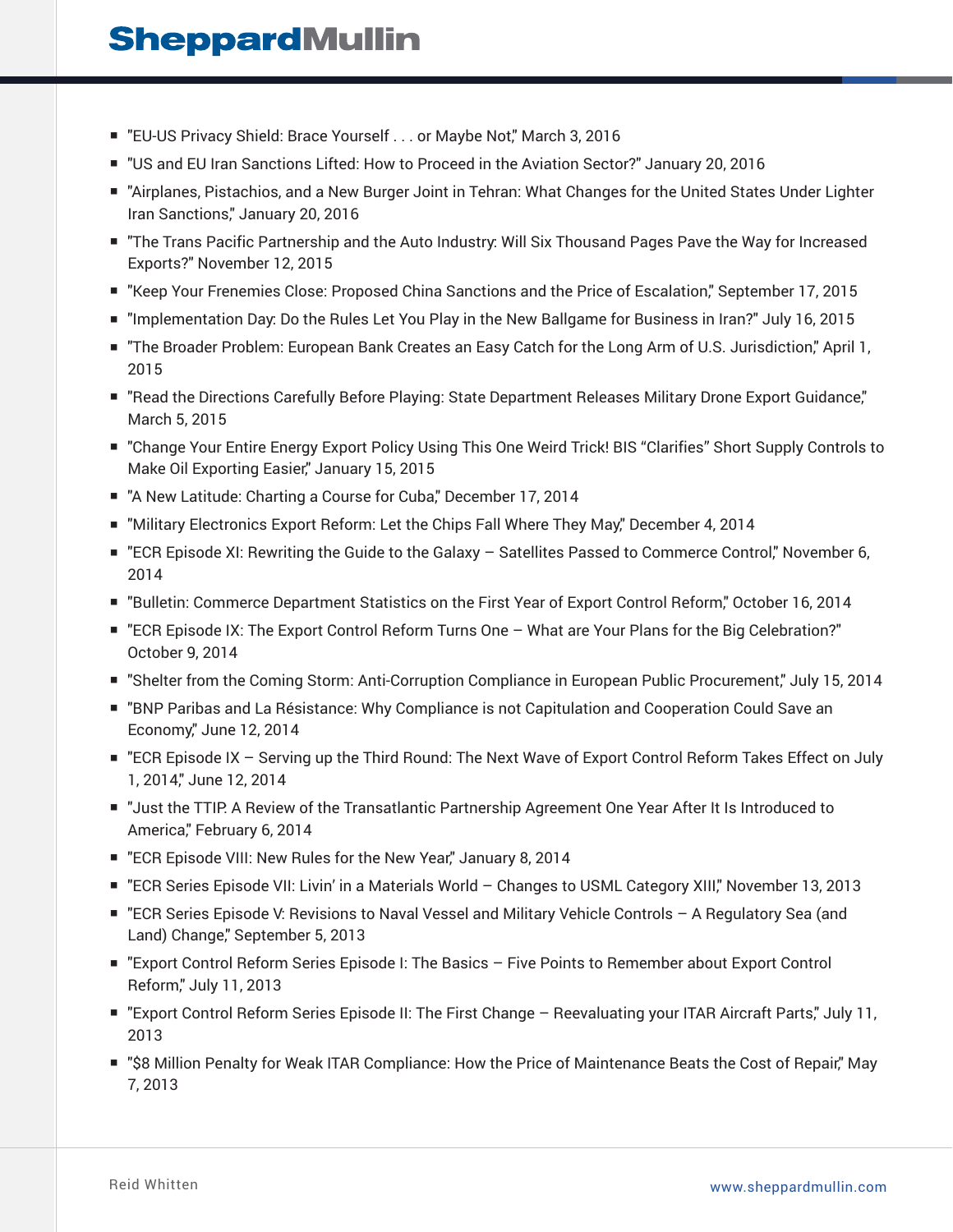- "EU-US Privacy Shield: Brace Yourself . . . or Maybe Not," March 3, 2016
- "US and EU Iran Sanctions Lifted: How to Proceed in the Aviation Sector?" January 20, 2016
- "Airplanes, Pistachios, and a New Burger Joint in Tehran: What Changes for the United States Under Lighter Iran Sanctions," January 20, 2016
- "The Trans Pacific Partnership and the Auto Industry: Will Six Thousand Pages Pave the Way for Increased Exports?" November 12, 2015
- "Keep Your Frenemies Close: Proposed China Sanctions and the Price of Escalation," September 17, 2015
- "Implementation Day: Do the Rules Let You Play in the New Ballgame for Business in Iran?" July 16, 2015
- "The Broader Problem: European Bank Creates an Easy Catch for the Long Arm of U.S. Jurisdiction," April 1, 2015
- "Read the Directions Carefully Before Playing: State Department Releases Military Drone Export Guidance," March 5, 2015
- "Change Your Entire Energy Export Policy Using This One Weird Trick! BIS "Clarifies" Short Supply Controls to Make Oil Exporting Easier," January 15, 2015
- "A New Latitude: Charting a Course for Cuba," December 17, 2014
- "Military Electronics Export Reform: Let the Chips Fall Where They May," December 4, 2014
- "ECR Episode XI: Rewriting the Guide to the Galaxy – Satellites Passed to Commerce Control," November 6, 2014
- "Bulletin: Commerce Department Statistics on the First Year of Export Control Reform," October 16, 2014
- "ECR Episode IX: The Export Control Reform Turns One – What are Your Plans for the Big Celebration?" October 9, 2014
- "Shelter from the Coming Storm: Anti-Corruption Compliance in European Public Procurement," July 15, 2014
- "BNP Paribas and La Résistance: Why Compliance is not Capitulation and Cooperation Could Save an Economy," June 12, 2014
- "ECR Episode IX – Serving up the Third Round: The Next Wave of Export Control Reform Takes Effect on July 1, 2014," June 12, 2014
- "Just the TTIP. A Review of the Transatlantic Partnership Agreement One Year After It Is Introduced to America," February 6, 2014
- "ECR Episode VIII: New Rules for the New Year," January 8, 2014
- "ECR Series Episode VII: Livin' in a Materials World – Changes to USML Category XIII," November 13, 2013
- "ECR Series Episode V: Revisions to Naval Vessel and Military Vehicle Controls – A Regulatory Sea (and Land) Change," September 5, 2013
- "Export Control Reform Series Episode I: The Basics – Five Points to Remember about Export Control Reform," July 11, 2013
- "Export Control Reform Series Episode II: The First Change – Reevaluating your ITAR Aircraft Parts," July 11, 2013
- "$8 Million Penalty for Weak ITAR Compliance: How the Price of Maintenance Beats the Cost of Repair," May 7, 2013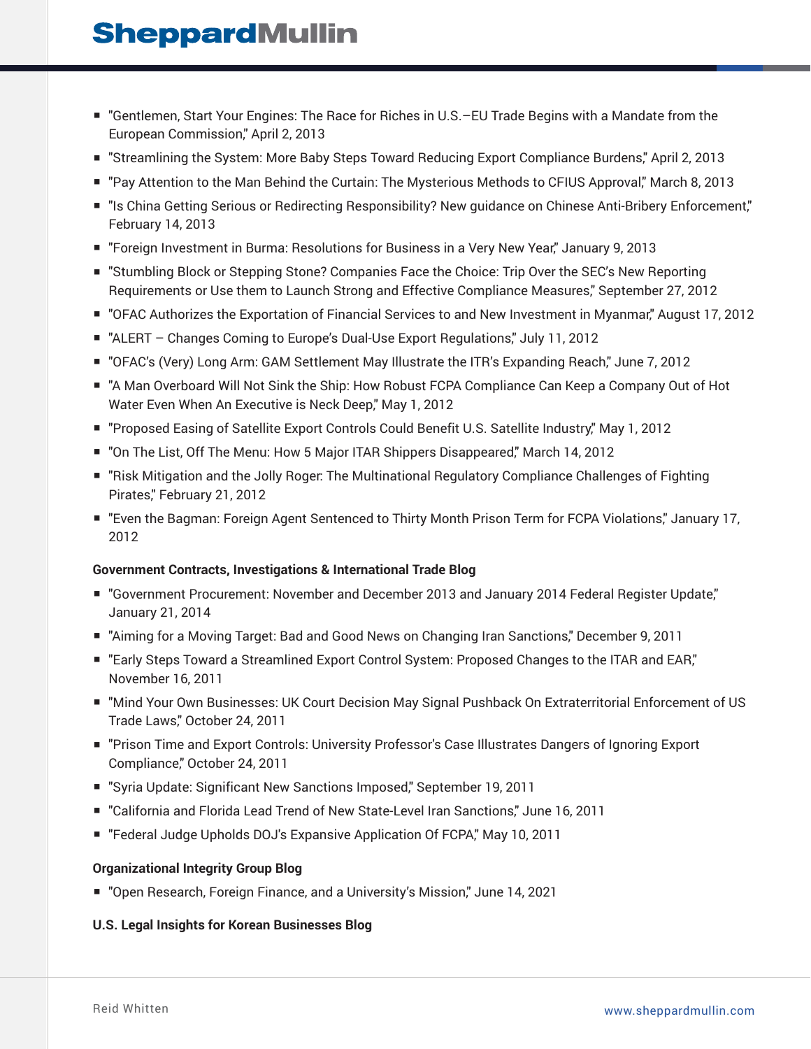- "Gentlemen, Start Your Engines: The Race for Riches in U.S.–EU Trade Begins with a Mandate from the European Commission," April 2, 2013
- "Streamlining the System: More Baby Steps Toward Reducing Export Compliance Burdens," April 2, 2013
- "Pay Attention to the Man Behind the Curtain: The Mysterious Methods to CFIUS Approval," March 8, 2013
- "Is China Getting Serious or Redirecting Responsibility? New guidance on Chinese Anti-Bribery Enforcement," February 14, 2013
- "Foreign Investment in Burma: Resolutions for Business in a Very New Year," January 9, 2013
- "Stumbling Block or Stepping Stone? Companies Face the Choice: Trip Over the SEC's New Reporting Requirements or Use them to Launch Strong and Effective Compliance Measures," September 27, 2012
- "OFAC Authorizes the Exportation of Financial Services to and New Investment in Myanmar," August 17, 2012
- "ALERT – Changes Coming to Europe's Dual-Use Export Regulations," July 11, 2012
- "OFAC's (Very) Long Arm: GAM Settlement May Illustrate the ITR's Expanding Reach," June 7, 2012
- "A Man Overboard Will Not Sink the Ship: How Robust FCPA Compliance Can Keep a Company Out of Hot Water Even When An Executive is Neck Deep," May 1, 2012
- "Proposed Easing of Satellite Export Controls Could Benefit U.S. Satellite Industry," May 1, 2012
- "On The List, Off The Menu: How 5 Major ITAR Shippers Disappeared," March 14, 2012
- "Risk Mitigation and the Jolly Roger: The Multinational Regulatory Compliance Challenges of Fighting Pirates," February 21, 2012
- "Even the Bagman: Foreign Agent Sentenced to Thirty Month Prison Term for FCPA Violations," January 17, 2012

**Government Contracts, Investigations & International Trade Blog**

- "Government Procurement: November and December 2013 and January 2014 Federal Register Update," January 21, 2014
- "Aiming for a Moving Target: Bad and Good News on Changing Iran Sanctions," December 9, 2011
- "Early Steps Toward a Streamlined Export Control System: Proposed Changes to the ITAR and EAR," November 16, 2011
- "Mind Your Own Businesses: UK Court Decision May Signal Pushback On Extraterritorial Enforcement of US Trade Laws," October 24, 2011
- "Prison Time and Export Controls: University Professor's Case Illustrates Dangers of Ignoring Export Compliance," October 24, 2011
- "Syria Update: Significant New Sanctions Imposed," September 19, 2011
- "California and Florida Lead Trend of New State-Level Iran Sanctions," June 16, 2011
- "Federal Judge Upholds DOJ's Expansive Application Of FCPA," May 10, 2011

**Organizational Integrity Group Blog**

- "Open Research, Foreign Finance, and a University's Mission," June 14, 2021

**U.S. Legal Insights for Korean Businesses Blog**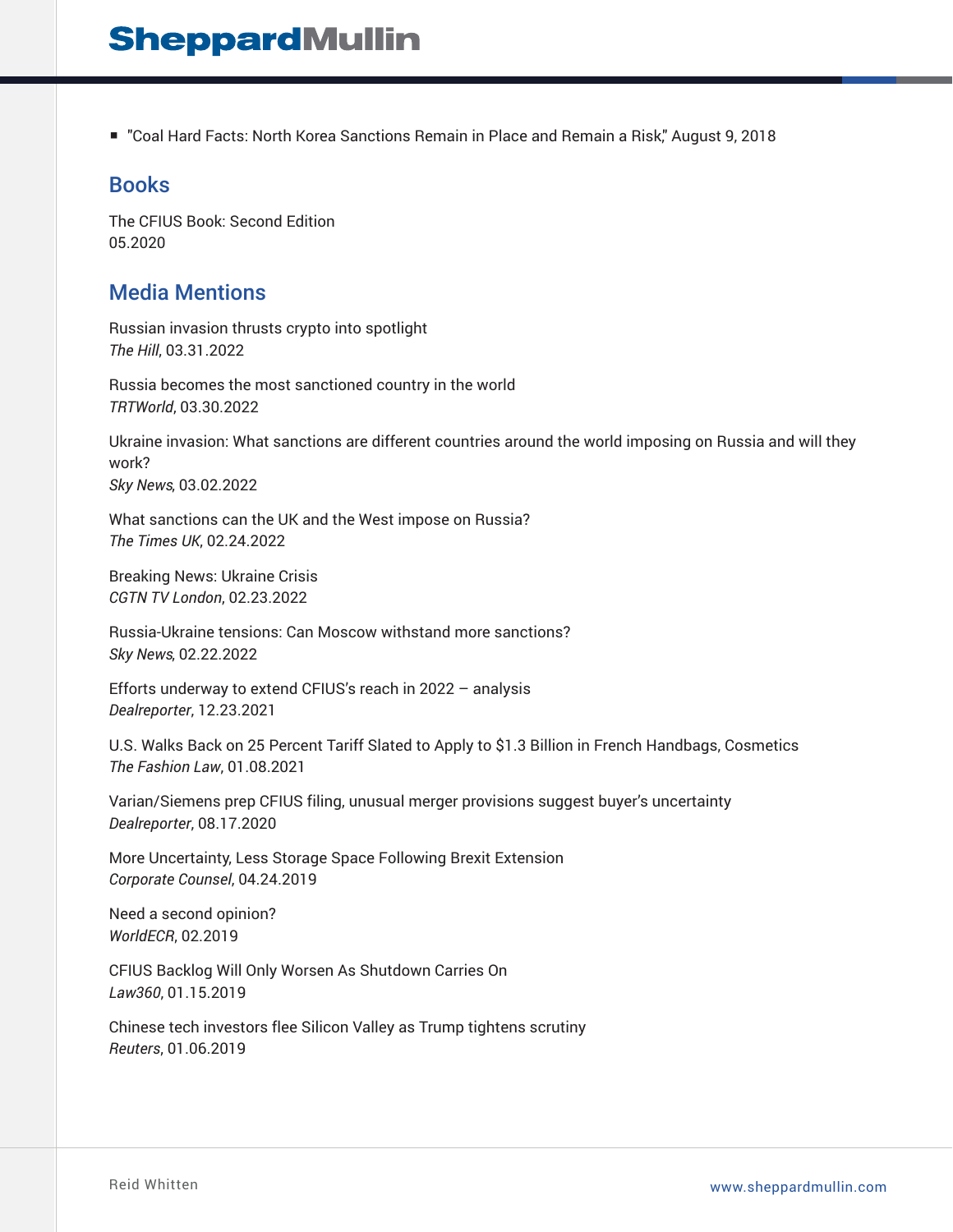- "Coal Hard Facts: North Korea Sanctions Remain in Place and Remain a Risk," August 9, 2018

## Books

The CFIUS Book: Second Edition
05.2020

## Media Mentions

Russian invasion thrusts crypto into spotlight
*The Hill*, 03.31.2022

Russia becomes the most sanctioned country in the world
*TRTWorld*, 03.30.2022

Ukraine invasion: What sanctions are different countries around the world imposing on Russia and will they work?
*Sky News*, 03.02.2022

What sanctions can the UK and the West impose on Russia?
*The Times UK*, 02.24.2022

Breaking News: Ukraine Crisis
*CGTN TV London*, 02.23.2022

Russia-Ukraine tensions: Can Moscow withstand more sanctions?
*Sky News*, 02.22.2022

Efforts underway to extend CFIUS's reach in 2022 – analysis
*Dealreporter*, 12.23.2021

U.S. Walks Back on 25 Percent Tariff Slated to Apply to $1.3 Billion in French Handbags, Cosmetics
*The Fashion Law*, 01.08.2021

Varian/Siemens prep CFIUS filing, unusual merger provisions suggest buyer's uncertainty
*Dealreporter*, 08.17.2020

More Uncertainty, Less Storage Space Following Brexit Extension
*Corporate Counsel*, 04.24.2019

Need a second opinion?
*WorldECR*, 02.2019

CFIUS Backlog Will Only Worsen As Shutdown Carries On
*Law360*, 01.15.2019

Chinese tech investors flee Silicon Valley as Trump tightens scrutiny
*Reuters*, 01.06.2019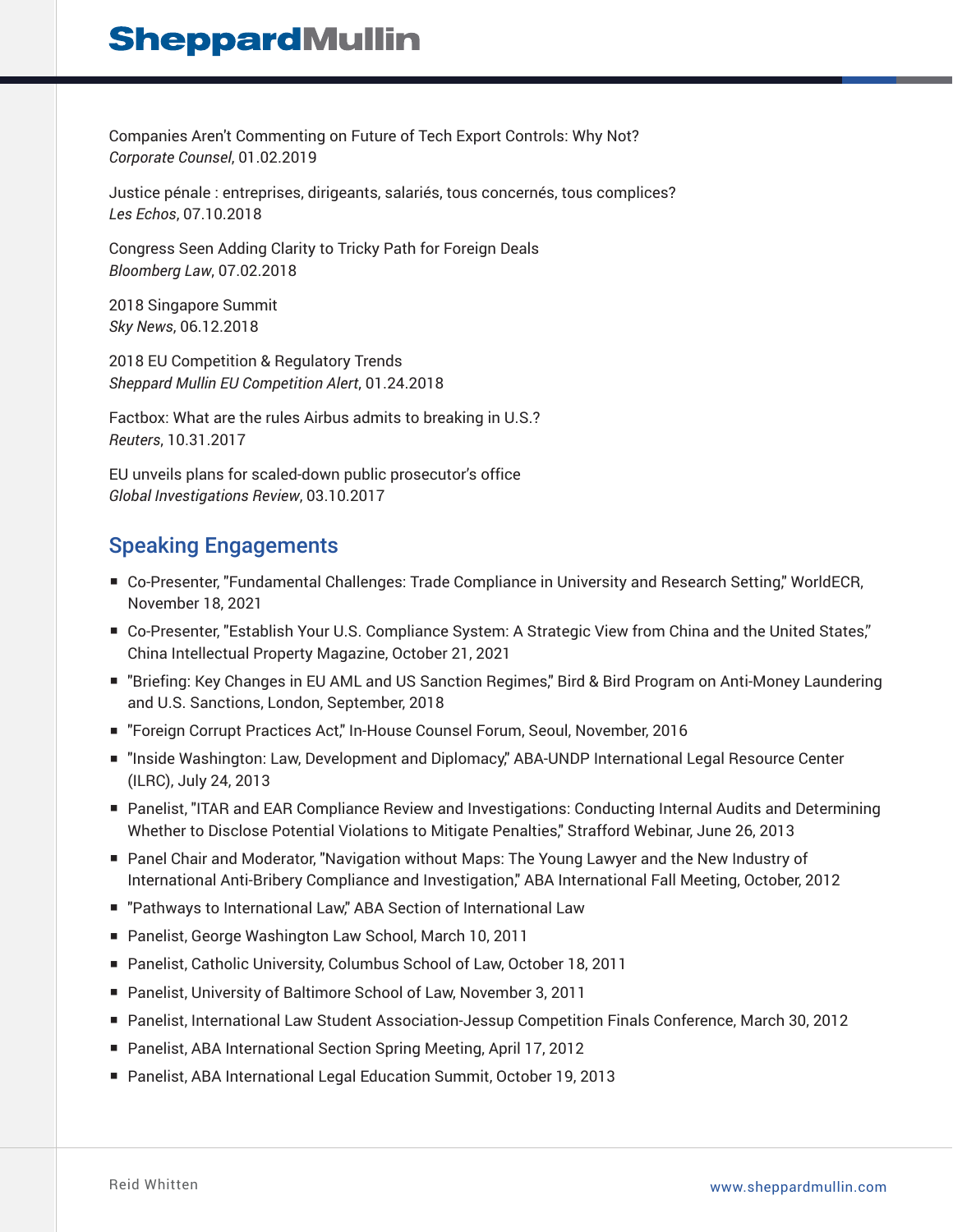Companies Aren't Commenting on Future of Tech Export Controls: Why Not?
*Corporate Counsel*, 01.02.2019

Justice pénale : entreprises, dirigeants, salariés, tous concernés, tous complices?
*Les Echos*, 07.10.2018

Congress Seen Adding Clarity to Tricky Path for Foreign Deals
*Bloomberg Law*, 07.02.2018

2018 Singapore Summit
*Sky News*, 06.12.2018

2018 EU Competition & Regulatory Trends
*Sheppard Mullin EU Competition Alert*, 01.24.2018

Factbox: What are the rules Airbus admits to breaking in U.S.?
*Reuters*, 10.31.2017

EU unveils plans for scaled-down public prosecutor's office
*Global Investigations Review*, 03.10.2017

## Speaking Engagements

- Co-Presenter, "Fundamental Challenges: Trade Compliance in University and Research Setting," WorldECR, November 18, 2021
- Co-Presenter, "Establish Your U.S. Compliance System: A Strategic View from China and the United States," China Intellectual Property Magazine, October 21, 2021
- "Briefing: Key Changes in EU AML and US Sanction Regimes," Bird & Bird Program on Anti-Money Laundering and U.S. Sanctions, London, September, 2018
- "Foreign Corrupt Practices Act," In-House Counsel Forum, Seoul, November, 2016
- "Inside Washington: Law, Development and Diplomacy," ABA-UNDP International Legal Resource Center (ILRC), July 24, 2013
- Panelist, "ITAR and EAR Compliance Review and Investigations: Conducting Internal Audits and Determining Whether to Disclose Potential Violations to Mitigate Penalties," Strafford Webinar, June 26, 2013
- Panel Chair and Moderator, "Navigation without Maps: The Young Lawyer and the New Industry of International Anti-Bribery Compliance and Investigation," ABA International Fall Meeting, October, 2012
- "Pathways to International Law," ABA Section of International Law
- Panelist, George Washington Law School, March 10, 2011
- Panelist, Catholic University, Columbus School of Law, October 18, 2011
- Panelist, University of Baltimore School of Law, November 3, 2011
- Panelist, International Law Student Association-Jessup Competition Finals Conference, March 30, 2012
- Panelist, ABA International Section Spring Meeting, April 17, 2012
- Panelist, ABA International Legal Education Summit, October 19, 2013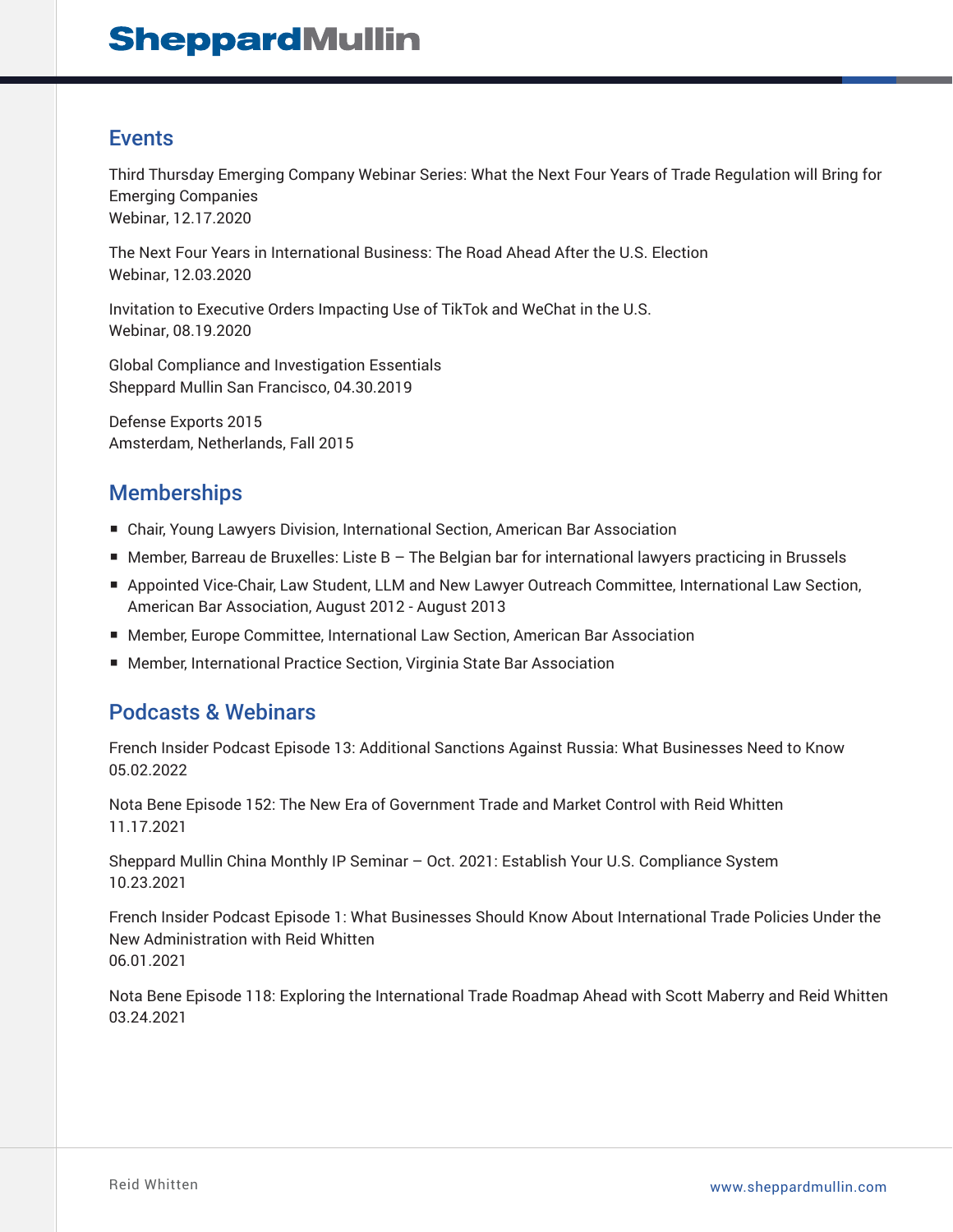## Events

Third Thursday Emerging Company Webinar Series: What the Next Four Years of Trade Regulation will Bring for Emerging Companies
Webinar, 12.17.2020

The Next Four Years in International Business: The Road Ahead After the U.S. Election
Webinar, 12.03.2020

Invitation to Executive Orders Impacting Use of TikTok and WeChat in the U.S.
Webinar, 08.19.2020

Global Compliance and Investigation Essentials
Sheppard Mullin San Francisco, 04.30.2019

Defense Exports 2015
Amsterdam, Netherlands, Fall 2015

## Memberships

- Chair, Young Lawyers Division, International Section, American Bar Association
- Member, Barreau de Bruxelles: Liste B – The Belgian bar for international lawyers practicing in Brussels
- Appointed Vice-Chair, Law Student, LLM and New Lawyer Outreach Committee, International Law Section, American Bar Association, August 2012 - August 2013
- Member, Europe Committee, International Law Section, American Bar Association
- Member, International Practice Section, Virginia State Bar Association

## Podcasts & Webinars

French Insider Podcast Episode 13: Additional Sanctions Against Russia: What Businesses Need to Know
05.02.2022

Nota Bene Episode 152: The New Era of Government Trade and Market Control with Reid Whitten
11.17.2021

Sheppard Mullin China Monthly IP Seminar – Oct. 2021: Establish Your U.S. Compliance System
10.23.2021

French Insider Podcast Episode 1: What Businesses Should Know About International Trade Policies Under the New Administration with Reid Whitten
06.01.2021

Nota Bene Episode 118: Exploring the International Trade Roadmap Ahead with Scott Maberry and Reid Whitten
03.24.2021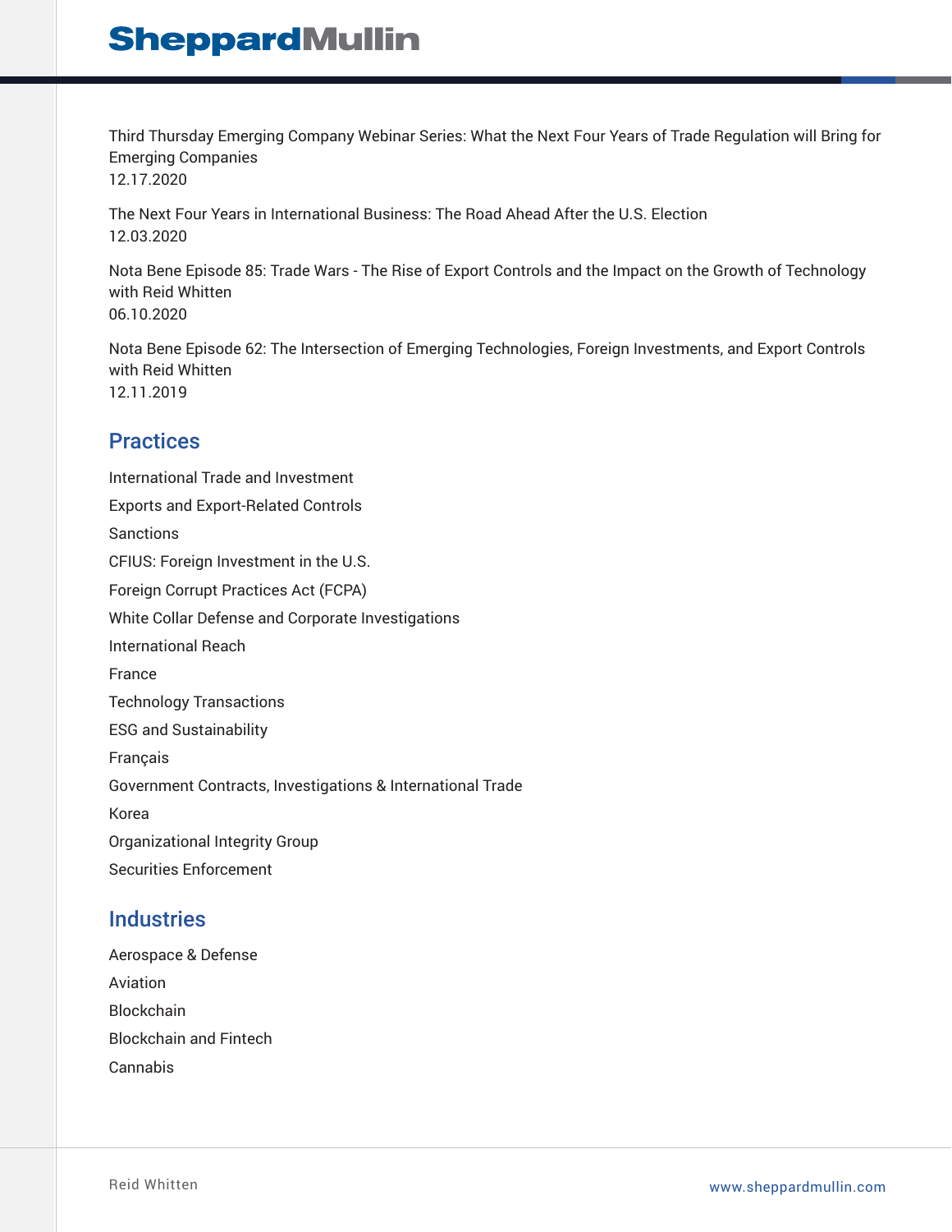Third Thursday Emerging Company Webinar Series: What the Next Four Years of Trade Regulation will Bring for Emerging Companies
12.17.2020

The Next Four Years in International Business: The Road Ahead After the U.S. Election
12.03.2020

Nota Bene Episode 85: Trade Wars - The Rise of Export Controls and the Impact on the Growth of Technology with Reid Whitten
06.10.2020

Nota Bene Episode 62: The Intersection of Emerging Technologies, Foreign Investments, and Export Controls with Reid Whitten
12.11.2019

## Practices

International Trade and Investment

Exports and Export-Related Controls

Sanctions

CFIUS: Foreign Investment in the U.S.

Foreign Corrupt Practices Act (FCPA)

White Collar Defense and Corporate Investigations

International Reach

France

Technology Transactions

ESG and Sustainability

Français

Government Contracts, Investigations & International Trade

Korea

Organizational Integrity Group

Securities Enforcement

## Industries

Aerospace & Defense

Aviation

Blockchain

Blockchain and Fintech

Cannabis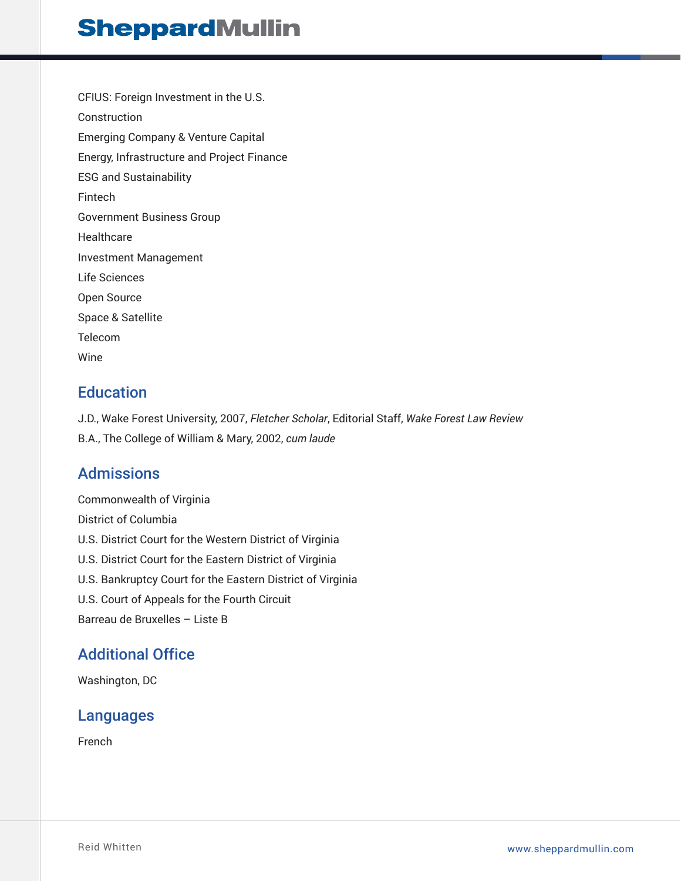CFIUS: Foreign Investment in the U.S.

Construction

Emerging Company & Venture Capital

Energy, Infrastructure and Project Finance

ESG and Sustainability

Fintech

Government Business Group

Healthcare

Investment Management

Life Sciences

Open Source

Space & Satellite

Telecom

Wine

## Education

J.D., Wake Forest University, 2007, *Fletcher Scholar*, Editorial Staff, *Wake Forest Law Review*

B.A., The College of William & Mary, 2002, *cum laude*

## Admissions

Commonwealth of Virginia

District of Columbia

U.S. District Court for the Western District of Virginia

U.S. District Court for the Eastern District of Virginia

U.S. Bankruptcy Court for the Eastern District of Virginia

U.S. Court of Appeals for the Fourth Circuit

Barreau de Bruxelles – Liste B

## Additional Office

Washington, DC

## Languages

French